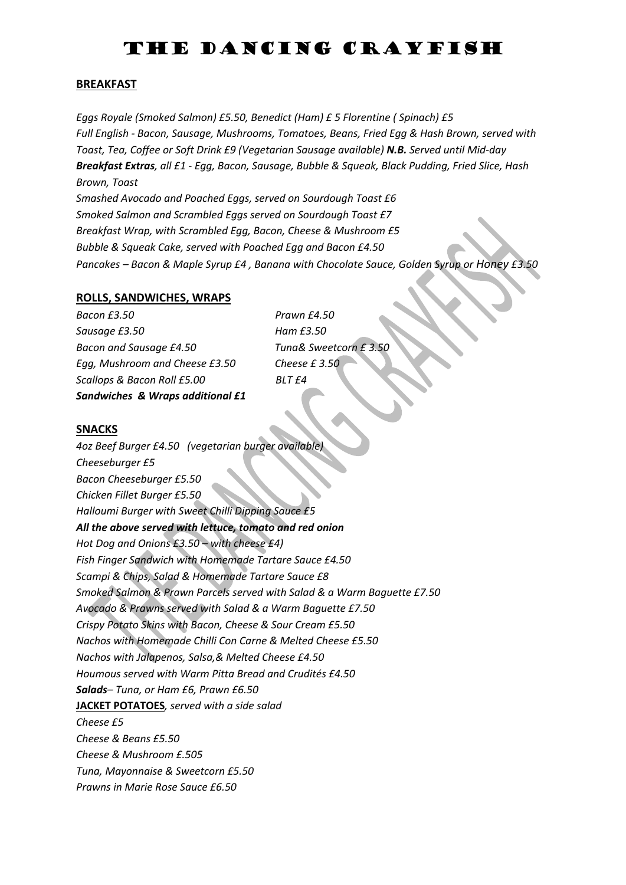# The Dancing Crayfish

## BREAKFAST

*Eggs Royale (Smoked Salmon) £5.50, Benedict (Ham) £ 5 Florentine ( Spinach) £5*
*Full English - Bacon, Sausage, Mushrooms, Tomatoes, Beans, Fried Egg & Hash Brown, served with Toast, Tea, Coffee or Soft Drink £9 (Vegetarian Sausage available)* ***N.B.*** *Served until Mid-day*
***Breakfast Extras****, all £1 - Egg, Bacon, Sausage, Bubble & Squeak, Black Pudding, Fried Slice, Hash Brown, Toast*
*Smashed Avocado and Poached Eggs, served on Sourdough Toast £6*
*Smoked Salmon and Scrambled Eggs served on Sourdough Toast £7*
*Breakfast Wrap, with Scrambled Egg, Bacon, Cheese & Mushroom £5*
*Bubble & Squeak Cake, served with Poached Egg and Bacon £4.50*
*Pancakes – Bacon & Maple Syrup £4 , Banana with Chocolate Sauce, Golden Syrup or Honey £3.50*

## ROLLS, SANDWICHES, WRAPS

*Bacon £3.50*
*Sausage £3.50*
*Bacon and Sausage £4.50*
*Egg, Mushroom and Cheese £3.50*
*Scallops & Bacon Roll £5.00*
***Sandwiches & Wraps additional £1***

*Prawn £4.50*
*Ham £3.50*
*Tuna& Sweetcorn £ 3.50*
*Cheese £ 3.50*
*BLT £4*

## SNACKS

*4oz Beef Burger £4.50 (vegetarian burger available)*
*Cheeseburger £5*
*Bacon Cheeseburger £5.50*
*Chicken Fillet Burger £5.50*
*Halloumi Burger with Sweet Chilli Dipping Sauce £5*
***All the above served with lettuce, tomato and red onion***
*Hot Dog and Onions £3.50 – with cheese £4)*
*Fish Finger Sandwich with Homemade Tartare Sauce £4.50*
*Scampi & Chips, Salad & Homemade Tartare Sauce £8*
*Smoked Salmon & Prawn Parcels served with Salad & a Warm Baguette £7.50*
*Avocado & Prawns served with Salad & a Warm Baguette £7.50*
*Crispy Potato Skins with Bacon, Cheese & Sour Cream £5.50*
*Nachos with Homemade Chilli Con Carne & Melted Cheese £5.50*
*Nachos with Jalapenos, Salsa,& Melted Cheese £4.50*
*Houmous served with Warm Pitta Bread and Crudités £4.50*
***Salads****– Tuna, or Ham £6, Prawn £6.50*

**JACKET POTATOES***, served with a side salad*
*Cheese £5*
*Cheese & Beans £5.50*
*Cheese & Mushroom £.505*
*Tuna, Mayonnaise & Sweetcorn £5.50*
*Prawns in Marie Rose Sauce £6.50*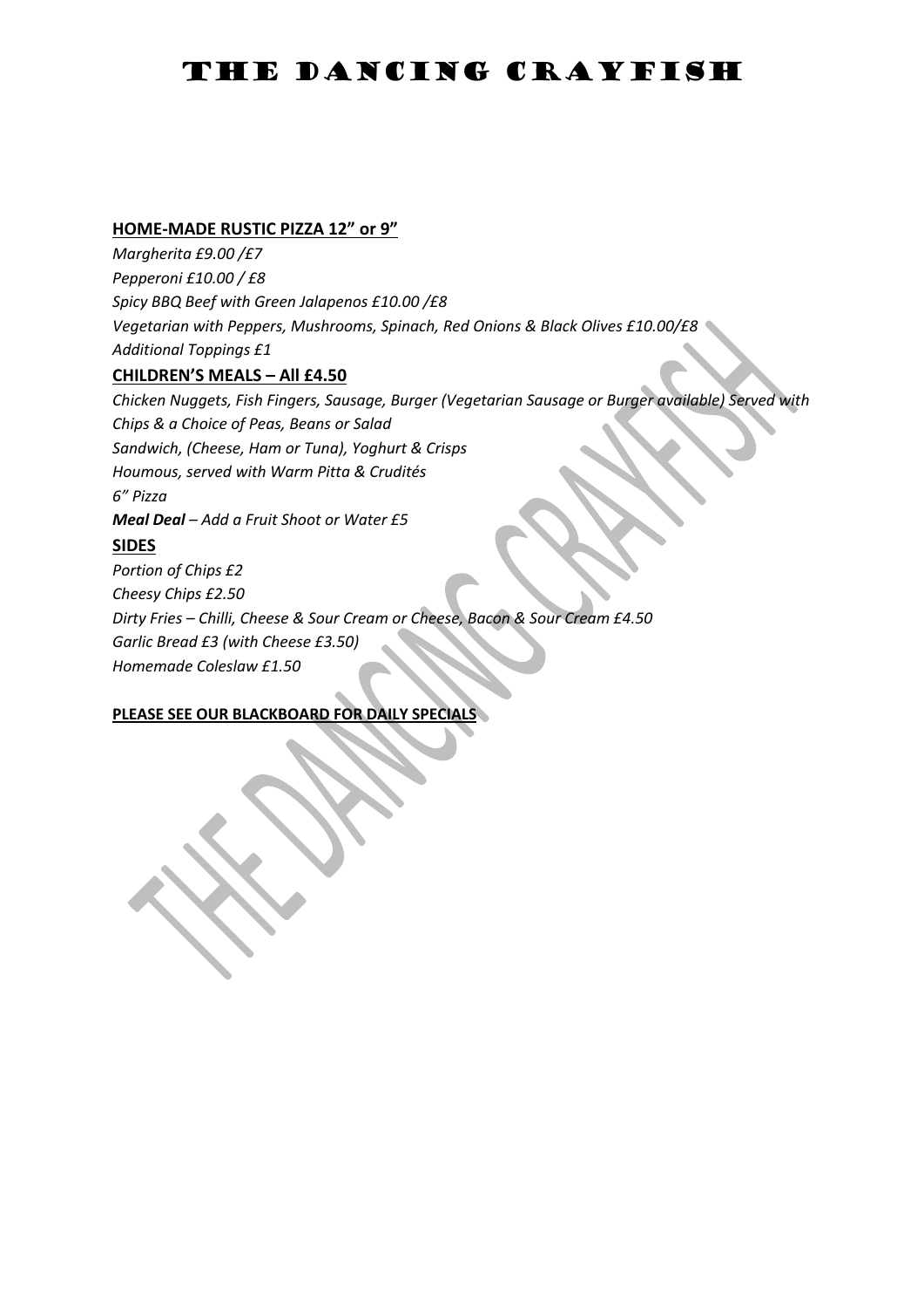# THE DANCING CRAYFISH

**HOME-MADE RUSTIC PIZZA 12" or 9"**

*Margherita £9.00 /£7*
*Pepperoni £10.00 / £8*
*Spicy BBQ Beef with Green Jalapenos £10.00 /£8*
*Vegetarian with Peppers, Mushrooms, Spinach, Red Onions & Black Olives £10.00/£8*
*Additional Toppings £1*

**CHILDREN'S MEALS – All £4.50**

*Chicken Nuggets, Fish Fingers, Sausage, Burger (Vegetarian Sausage or Burger available) Served with Chips & a Choice of Peas, Beans or Salad*
*Sandwich, (Cheese, Ham or Tuna), Yoghurt & Crisps*
*Houmous, served with Warm Pitta & Crudités*
*6" Pizza*
***Meal Deal** – Add a Fruit Shoot or Water £5*

**SIDES**

*Portion of Chips £2*
*Cheesy Chips £2.50*
*Dirty Fries – Chilli, Cheese & Sour Cream or Cheese, Bacon & Sour Cream £4.50*
*Garlic Bread £3 (with Cheese £3.50)*
*Homemade Coleslaw £1.50*

**PLEASE SEE OUR BLACKBOARD FOR DAILY SPECIALS**